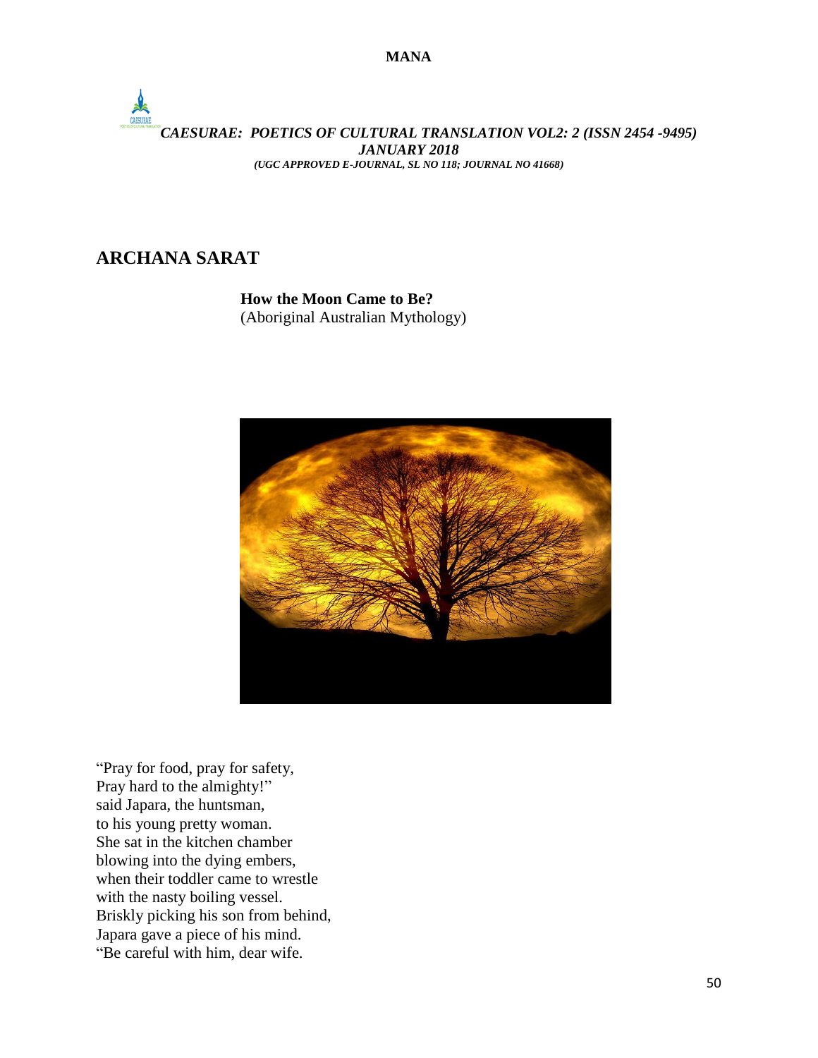## ARCHANA SARAT

**How the Moon Came to Be?**
(Aboriginal Australian Mythology)

"Pray for food, pray for safety,
Pray hard to the almighty!"
said Japara, the huntsman,
to his young pretty woman.
She sat in the kitchen chamber
blowing into the dying embers,
when their toddler came to wrestle
with the nasty boiling vessel.
Briskly picking his son from behind,
Japara gave a piece of his mind.
"Be careful with him, dear wife.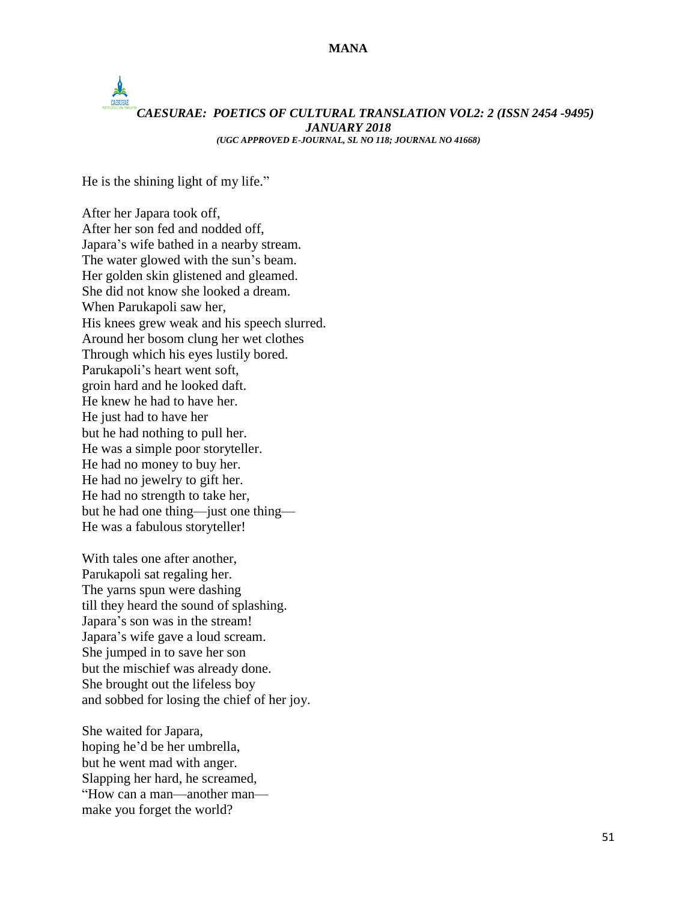He is the shining light of my life."

After her Japara took off,  
After her son fed and nodded off,  
Japara's wife bathed in a nearby stream.  
The water glowed with the sun's beam.  
Her golden skin glistened and gleamed.  
She did not know she looked a dream.  
When Parukapoli saw her,  
His knees grew weak and his speech slurred.  
Around her bosom clung her wet clothes  
Through which his eyes lustily bored.  
Parukapoli's heart went soft,  
groin hard and he looked daft.  
He knew he had to have her.  
He just had to have her  
but he had nothing to pull her.  
He was a simple poor storyteller.  
He had no money to buy her.  
He had no jewelry to gift her.  
He had no strength to take her,  
but he had one thing—just one thing—  
He was a fabulous storyteller!

With tales one after another,  
Parukapoli sat regaling her.  
The yarns spun were dashing  
till they heard the sound of splashing.  
Japara's son was in the stream!  
Japara's wife gave a loud scream.  
She jumped in to save her son  
but the mischief was already done.  
She brought out the lifeless boy  
and sobbed for losing the chief of her joy.

She waited for Japara,  
hoping he'd be her umbrella,  
but he went mad with anger.  
Slapping her hard, he screamed,  
"How can a man—another man—  
make you forget the world?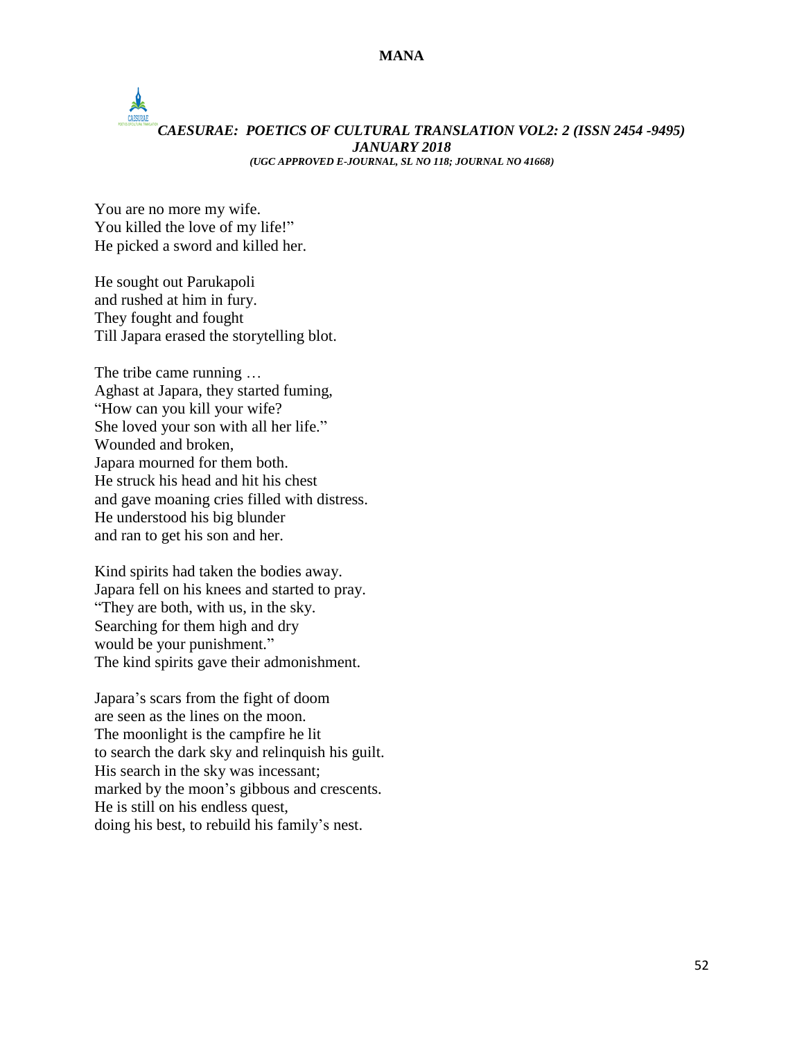You are no more my wife.  
You killed the love of my life!"  
He picked a sword and killed her.

He sought out Parukapoli  
and rushed at him in fury.  
They fought and fought  
Till Japara erased the storytelling blot.

The tribe came running …  
Aghast at Japara, they started fuming,  
"How can you kill your wife?  
She loved your son with all her life."  
Wounded and broken,  
Japara mourned for them both.  
He struck his head and hit his chest  
and gave moaning cries filled with distress.  
He understood his big blunder  
and ran to get his son and her.

Kind spirits had taken the bodies away.  
Japara fell on his knees and started to pray.  
"They are both, with us, in the sky.  
Searching for them high and dry  
would be your punishment."  
The kind spirits gave their admonishment.

Japara's scars from the fight of doom  
are seen as the lines on the moon.  
The moonlight is the campfire he lit  
to search the dark sky and relinquish his guilt.  
His search in the sky was incessant;  
marked by the moon's gibbous and crescents.  
He is still on his endless quest,  
doing his best, to rebuild his family's nest.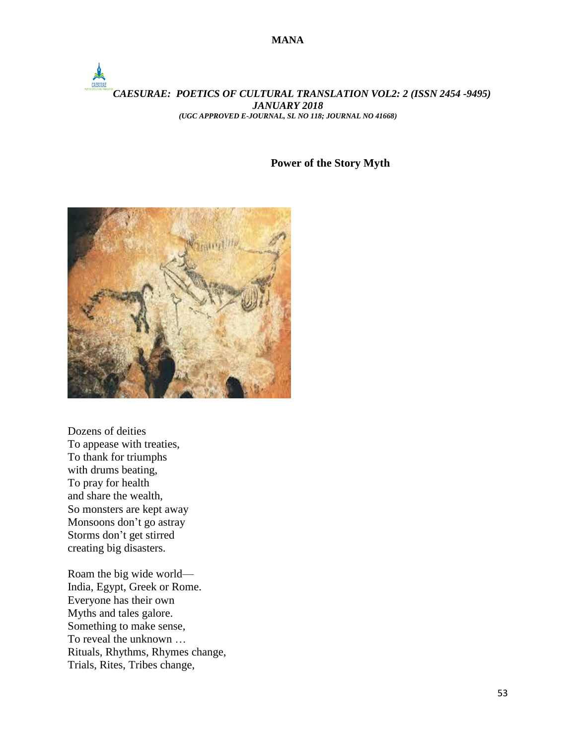## Power of the Story Myth

Dozens of deities  
To appease with treaties,  
To thank for triumphs  
with drums beating,  
To pray for health  
and share the wealth,  
So monsters are kept away  
Monsoons don't go astray  
Storms don't get stirred  
creating big disasters.

Roam the big wide world—  
India, Egypt, Greek or Rome.  
Everyone has their own  
Myths and tales galore.  
Something to make sense,  
To reveal the unknown …  
Rituals, Rhythms, Rhymes change,  
Trials, Rites, Tribes change,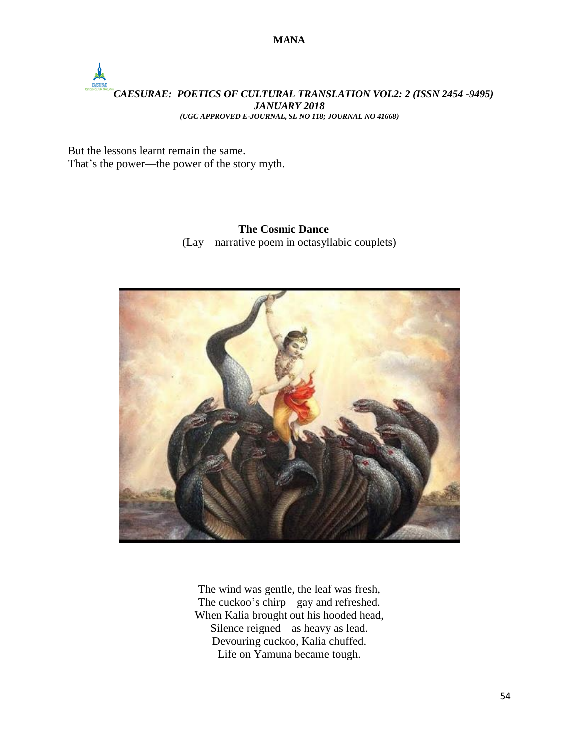But the lessons learnt remain the same.
That's the power—the power of the story myth.

**The Cosmic Dance**
(Lay – narrative poem in octasyllabic couplets)

The wind was gentle, the leaf was fresh,
The cuckoo's chirp—gay and refreshed.
When Kalia brought out his hooded head,
Silence reigned—as heavy as lead.
Devouring cuckoo, Kalia chuffed.
Life on Yamuna became tough.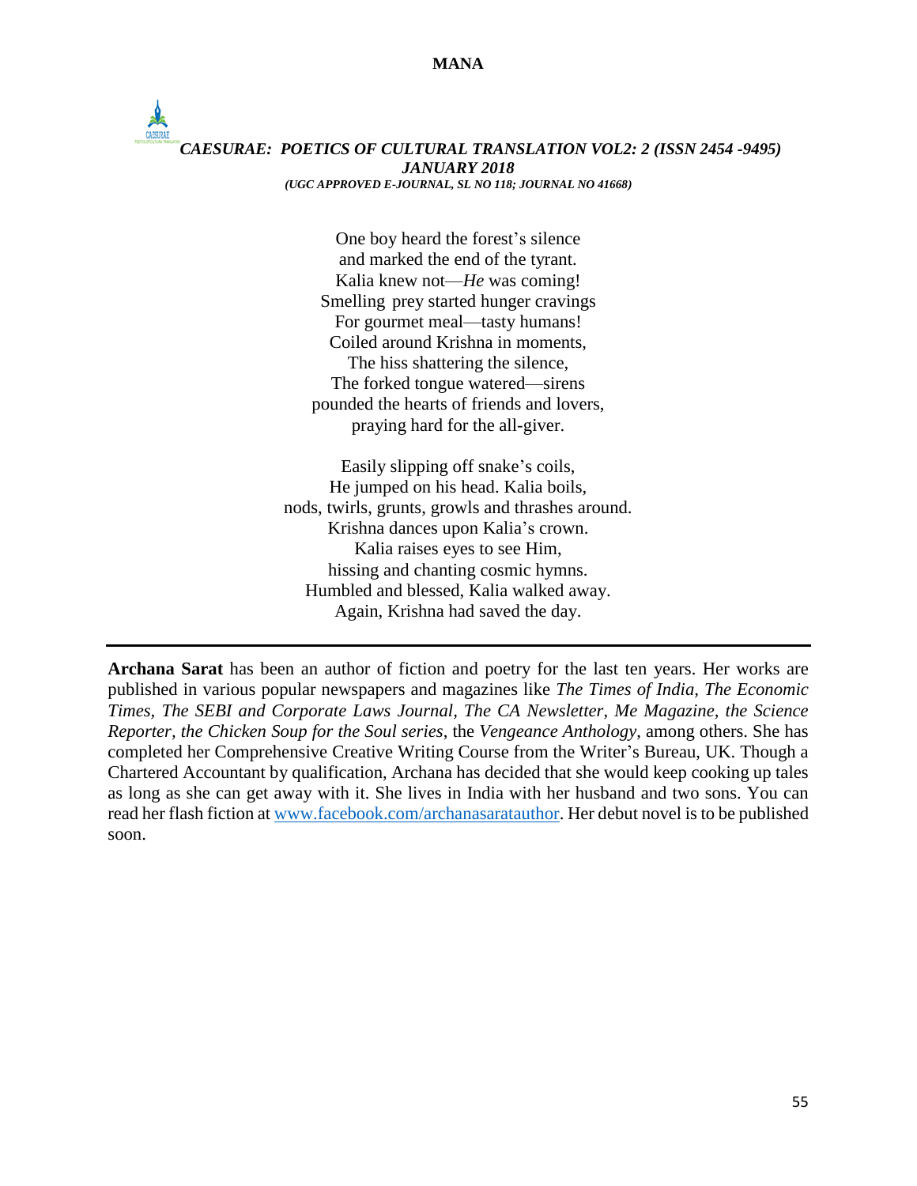One boy heard the forest's silence  
and marked the end of the tyrant.  
Kalia knew not—*He* was coming!  
Smelling prey started hunger cravings  
For gourmet meal—tasty humans!  
Coiled around Krishna in moments,  
The hiss shattering the silence,  
The forked tongue watered—sirens  
pounded the hearts of friends and lovers,  
praying hard for the all-giver.

Easily slipping off snake's coils,  
He jumped on his head. Kalia boils,  
nods, twirls, grunts, growls and thrashes around.  
Krishna dances upon Kalia's crown.  
Kalia raises eyes to see Him,  
hissing and chanting cosmic hymns.  
Humbled and blessed, Kalia walked away.  
Again, Krishna had saved the day.

---

**Archana Sarat** has been an author of fiction and poetry for the last ten years. Her works are published in various popular newspapers and magazines like *The Times of India*, *The Economic Times*, *The SEBI and Corporate Laws Journal*, *The CA Newsletter*, *Me Magazine*, *the Science Reporter*, *the Chicken Soup for the Soul series*, the *Vengeance Anthology*, among others. She has completed her Comprehensive Creative Writing Course from the Writer's Bureau, UK. Though a Chartered Accountant by qualification, Archana has decided that she would keep cooking up tales as long as she can get away with it. She lives in India with her husband and two sons. You can read her flash fiction at www.facebook.com/archanasaratauthor. Her debut novel is to be published soon.